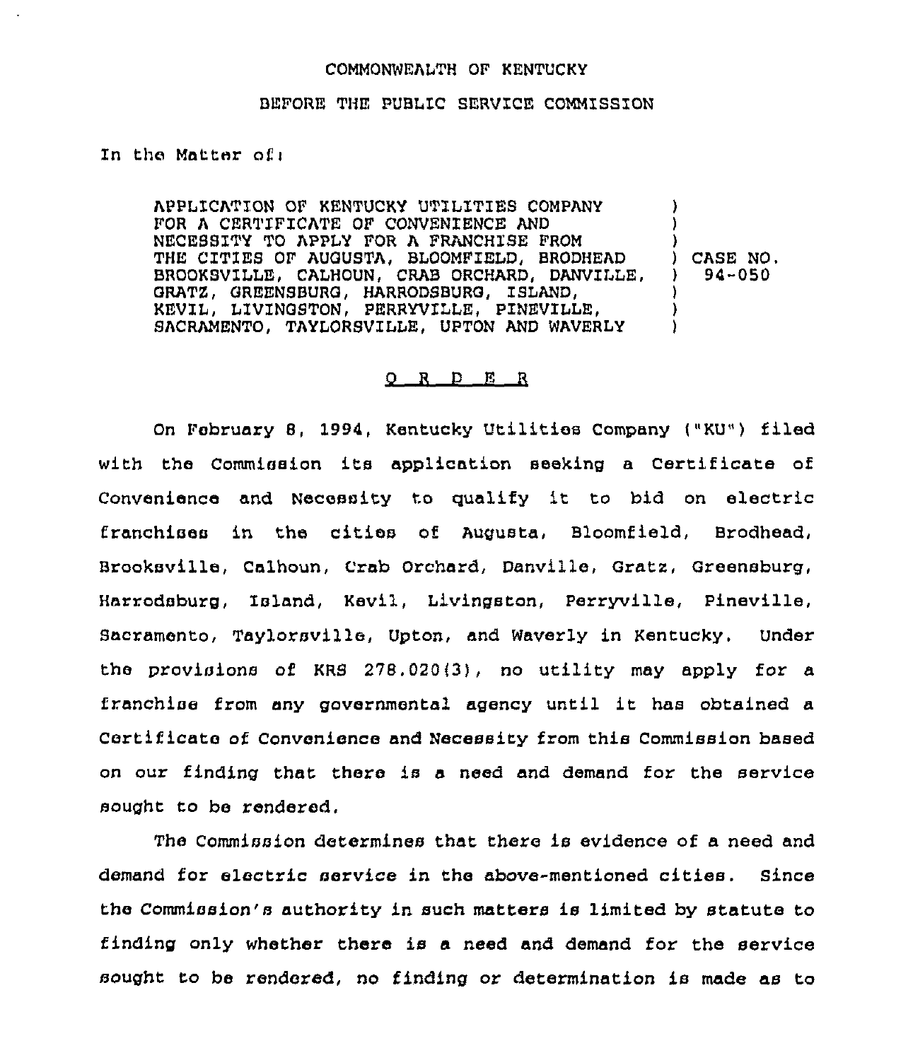COMMONWEALTH OF KENTUCKY

BEFORE THE PUBLIC SERVICE COMMISSION

In the Matter of:

APPLICATION OF KENTUCKY UTILITIES COMPANY FOR A CERTIFICATE OF CONVENIENCE AND NECESSITY TO APPLY FOR A FRANCHISE FROM THE CITIES OF AUGUSTA, BLOOMFIELD, BRODHEAD BROOKSVILLE, CALHOUN, CRAB ORCHARD, DANVILLE, GRATZ, GREENSBURG, HARRODSBURG, ISLAND, KEVIL, LIVINGSTON, PERRYVILLE, PINEVILLE, SACRAMENTO, TAYLORSVILLE, UPTON AND WAVERLY ) CASE NO. 94-050

O R D E R

On February 8, 1994, Kentucky Utilities Company ("KU") filed with the Commission its application seeking a Certificate of Convenience and Necessity to qualify it to bid on electric franchises in the cities of Augusta, Bloomfield, Brodhead, Brooksville, Calhoun, Crab Orchard, Danville, Gratz, Greensburg, Harrodsburg, Island, Kevil, Livingston, Perryville, Pineville, Sacramento, Taylorsville, Upton, and Waverly in Kentucky. Under the provisions of KRS 278.020(3), no utility may apply for a franchise from any governmental agency until it has obtained a Certificate of Convenience and Necessity from this Commission based on our finding that there is a need and demand for the service sought to be rendered.

The Commission determines that there is evidence of a need and demand for electric service in the above-mentioned cities. Since the Commission's authority in such matters is limited by statute to finding only whether there is a need and demand for the service sought to be rendered, no finding or determination is made as to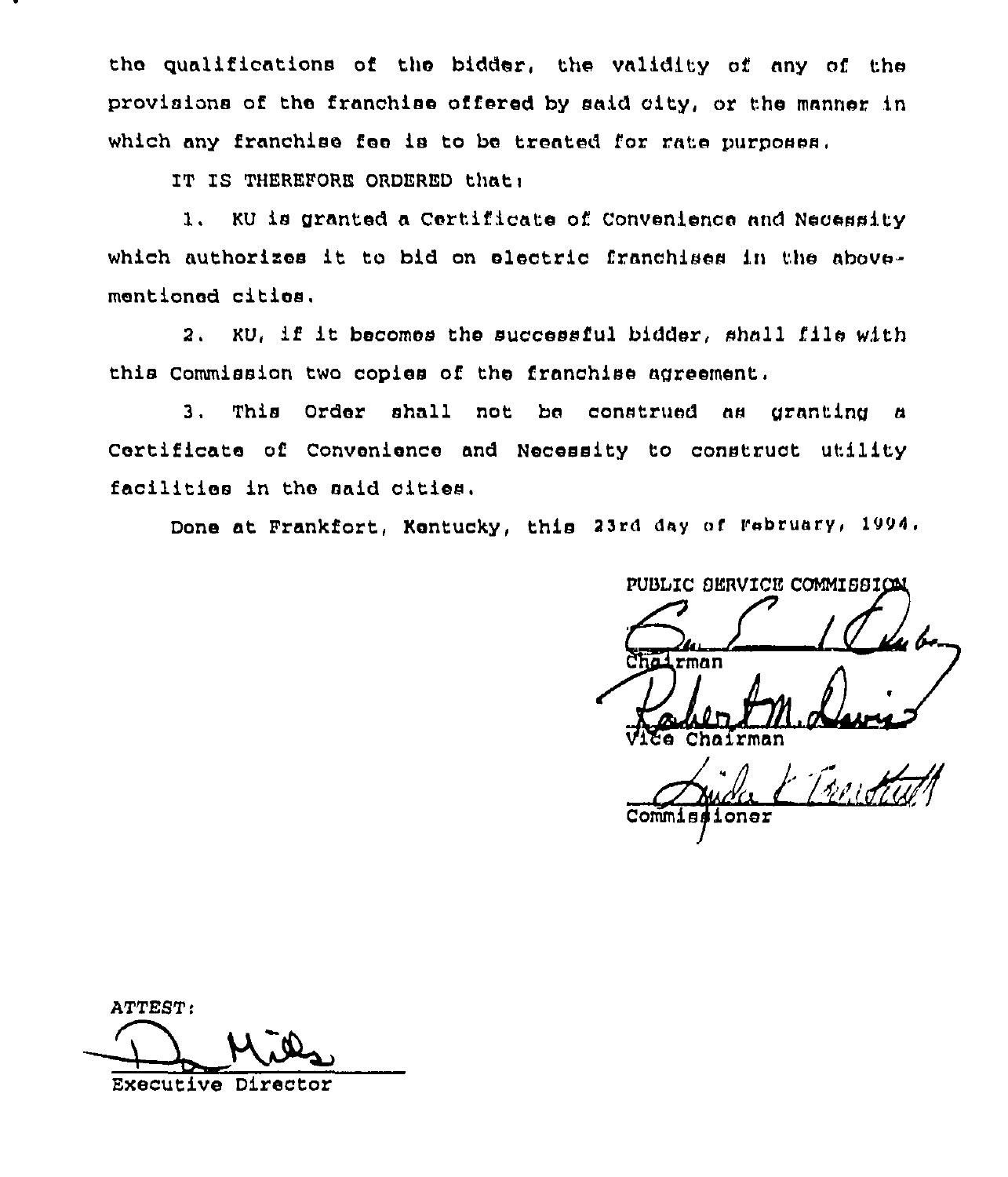the qualifications of the bidder, the validity of any of the provisions of the franchise offered by said city, or the manner in which any franchise fee is to be treated for rate purposes.

IT IS THEREFORE ORDERED that:

1. KU is granted a Certificate of Convenience and Necessity which authorizes it to bid on electric franchises in the above-mentioned cities.

2. KU, if it becomes the successful bidder, shall file with this Commission two copies of the franchise agreement.

3. This Order shall not be construed as granting a Certificate of Convenience and Necessity to construct utility facilities in the said cities.

Done at Frankfort, Kentucky, this 23rd day of February, 1994.

PUBLIC SERVICE COMMISSION

Chairman

Vice Chairman

Commissioner

ATTEST:

Executive Director